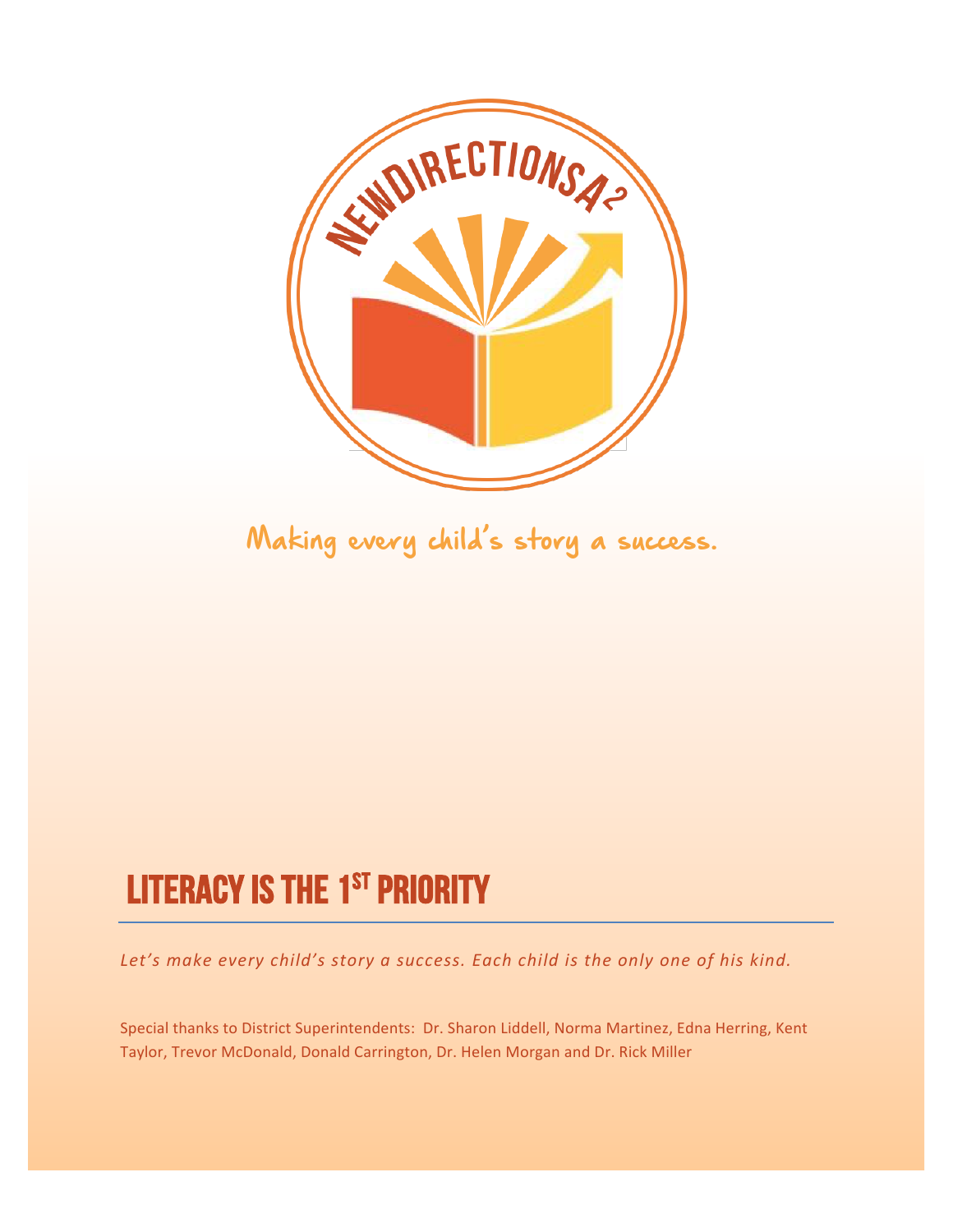NEWDIRECTIONSA2

Making every child's story a success.

# LITERACY IS THE 1ST PRIORITY

*Let's make every child's story a success. Each child is the only one of his kind.*

Special thanks to District Superintendents: Dr. Sharon Liddell, Norma Martinez, Edna Herring, Kent Taylor, Trevor McDonald, Donald Carrington, Dr. Helen Morgan and Dr. Rick Miller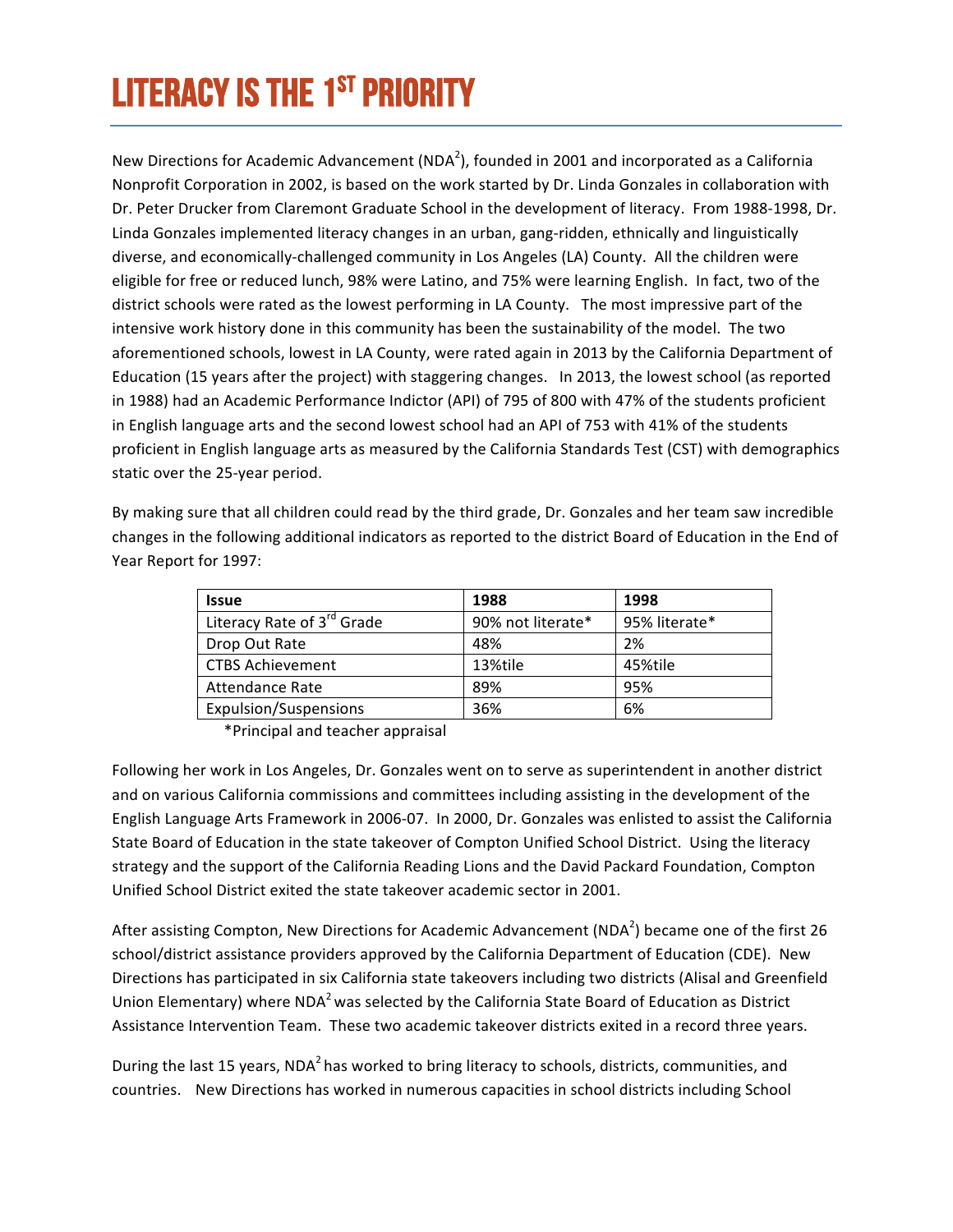# LITERACY IS THE 1ST PRIORITY

New Directions for Academic Advancement (NDA$^2$), founded in 2001 and incorporated as a California Nonprofit Corporation in 2002, is based on the work started by Dr. Linda Gonzales in collaboration with Dr. Peter Drucker from Claremont Graduate School in the development of literacy. From 1988-1998, Dr. Linda Gonzales implemented literacy changes in an urban, gang-ridden, ethnically and linguistically diverse, and economically-challenged community in Los Angeles (LA) County. All the children were eligible for free or reduced lunch, 98% were Latino, and 75% were learning English. In fact, two of the district schools were rated as the lowest performing in LA County. The most impressive part of the intensive work history done in this community has been the sustainability of the model. The two aforementioned schools, lowest in LA County, were rated again in 2013 by the California Department of Education (15 years after the project) with staggering changes. In 2013, the lowest school (as reported in 1988) had an Academic Performance Indictor (API) of 795 of 800 with 47% of the students proficient in English language arts and the second lowest school had an API of 753 with 41% of the students proficient in English language arts as measured by the California Standards Test (CST) with demographics static over the 25-year period.

By making sure that all children could read by the third grade, Dr. Gonzales and her team saw incredible changes in the following additional indicators as reported to the district Board of Education in the End of Year Report for 1997:

| Issue | 1988 | 1998 |
|---|---|---|
| Literacy Rate of 3rd Grade | 90% not literate* | 95% literate* |
| Drop Out Rate | 48% | 2% |
| CTBS Achievement | 13%tile | 45%tile |
| Attendance Rate | 89% | 95% |
| Expulsion/Suspensions | 36% | 6% |

*Principal and teacher appraisal

Following her work in Los Angeles, Dr. Gonzales went on to serve as superintendent in another district and on various California commissions and committees including assisting in the development of the English Language Arts Framework in 2006-07. In 2000, Dr. Gonzales was enlisted to assist the California State Board of Education in the state takeover of Compton Unified School District. Using the literacy strategy and the support of the California Reading Lions and the David Packard Foundation, Compton Unified School District exited the state takeover academic sector in 2001.

After assisting Compton, New Directions for Academic Advancement (NDA$^2$) became one of the first 26 school/district assistance providers approved by the California Department of Education (CDE). New Directions has participated in six California state takeovers including two districts (Alisal and Greenfield Union Elementary) where NDA$^2$ was selected by the California State Board of Education as District Assistance Intervention Team. These two academic takeover districts exited in a record three years.

During the last 15 years, NDA$^2$ has worked to bring literacy to schools, districts, communities, and countries. New Directions has worked in numerous capacities in school districts including School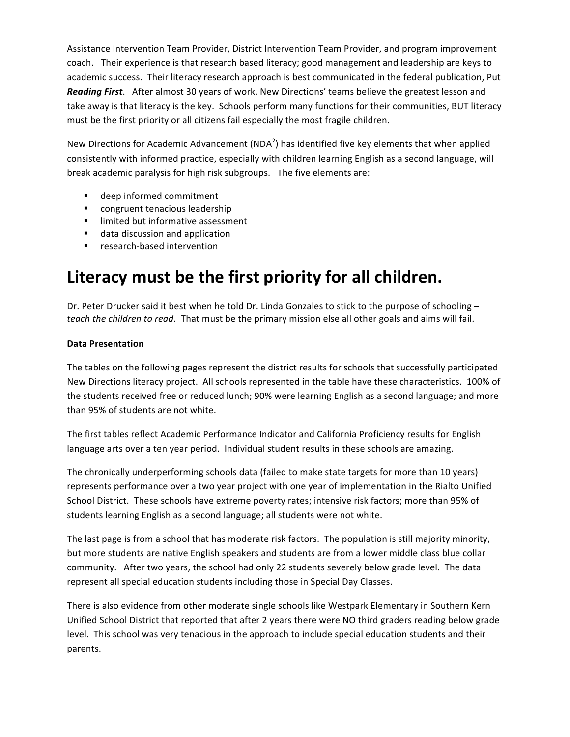Assistance Intervention Team Provider, District Intervention Team Provider, and program improvement coach. Their experience is that research based literacy; good management and leadership are keys to academic success. Their literacy research approach is best communicated in the federal publication, Put ***Reading First***. After almost 30 years of work, New Directions' teams believe the greatest lesson and take away is that literacy is the key. Schools perform many functions for their communities, BUT literacy must be the first priority or all citizens fail especially the most fragile children.

New Directions for Academic Advancement (NDA$^2$) has identified five key elements that when applied consistently with informed practice, especially with children learning English as a second language, will break academic paralysis for high risk subgroups. The five elements are:

- deep informed commitment
- congruent tenacious leadership
- limited but informative assessment
- data discussion and application
- research-based intervention

# Literacy must be the first priority for all children.

Dr. Peter Drucker said it best when he told Dr. Linda Gonzales to stick to the purpose of schooling – *teach the children to read*. That must be the primary mission else all other goals and aims will fail.

**Data Presentation**

The tables on the following pages represent the district results for schools that successfully participated New Directions literacy project. All schools represented in the table have these characteristics. 100% of the students received free or reduced lunch; 90% were learning English as a second language; and more than 95% of students are not white.

The first tables reflect Academic Performance Indicator and California Proficiency results for English language arts over a ten year period. Individual student results in these schools are amazing.

The chronically underperforming schools data (failed to make state targets for more than 10 years) represents performance over a two year project with one year of implementation in the Rialto Unified School District. These schools have extreme poverty rates; intensive risk factors; more than 95% of students learning English as a second language; all students were not white.

The last page is from a school that has moderate risk factors. The population is still majority minority, but more students are native English speakers and students are from a lower middle class blue collar community. After two years, the school had only 22 students severely below grade level. The data represent all special education students including those in Special Day Classes.

There is also evidence from other moderate single schools like Westpark Elementary in Southern Kern Unified School District that reported that after 2 years there were NO third graders reading below grade level. This school was very tenacious in the approach to include special education students and their parents.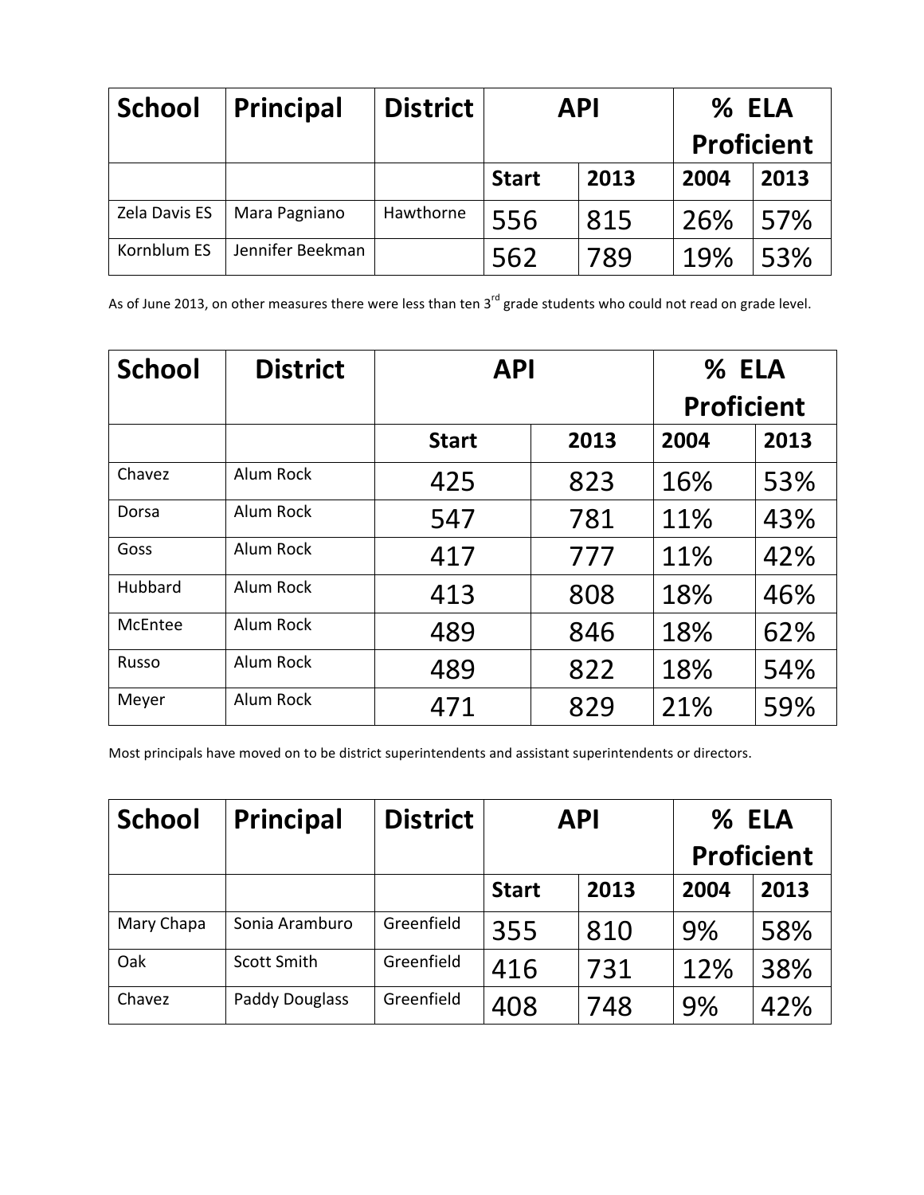| School | Principal | District | API | | % ELA Proficient | |
|---|---|---|---|---|---|---|
| | | | Start | 2013 | 2004 | 2013 |
| Zela Davis ES | Mara Pagniano | Hawthorne | 556 | 815 | 26% | 57% |
| Kornblum ES | Jennifer Beekman | | 562 | 789 | 19% | 53% |

As of June 2013, on other measures there were less than ten 3rd grade students who could not read on grade level.

| School | District | API | | % ELA Proficient | |
|---|---|---|---|---|---|
| | | Start | 2013 | 2004 | 2013 |
| Chavez | Alum Rock | 425 | 823 | 16% | 53% |
| Dorsa | Alum Rock | 547 | 781 | 11% | 43% |
| Goss | Alum Rock | 417 | 777 | 11% | 42% |
| Hubbard | Alum Rock | 413 | 808 | 18% | 46% |
| McEntee | Alum Rock | 489 | 846 | 18% | 62% |
| Russo | Alum Rock | 489 | 822 | 18% | 54% |
| Meyer | Alum Rock | 471 | 829 | 21% | 59% |

Most principals have moved on to be district superintendents and assistant superintendents or directors.

| School | Principal | District | API | | % ELA Proficient | |
|---|---|---|---|---|---|---|
| | | | Start | 2013 | 2004 | 2013 |
| Mary Chapa | Sonia Aramburo | Greenfield | 355 | 810 | 9% | 58% |
| Oak | Scott Smith | Greenfield | 416 | 731 | 12% | 38% |
| Chavez | Paddy Douglass | Greenfield | 408 | 748 | 9% | 42% |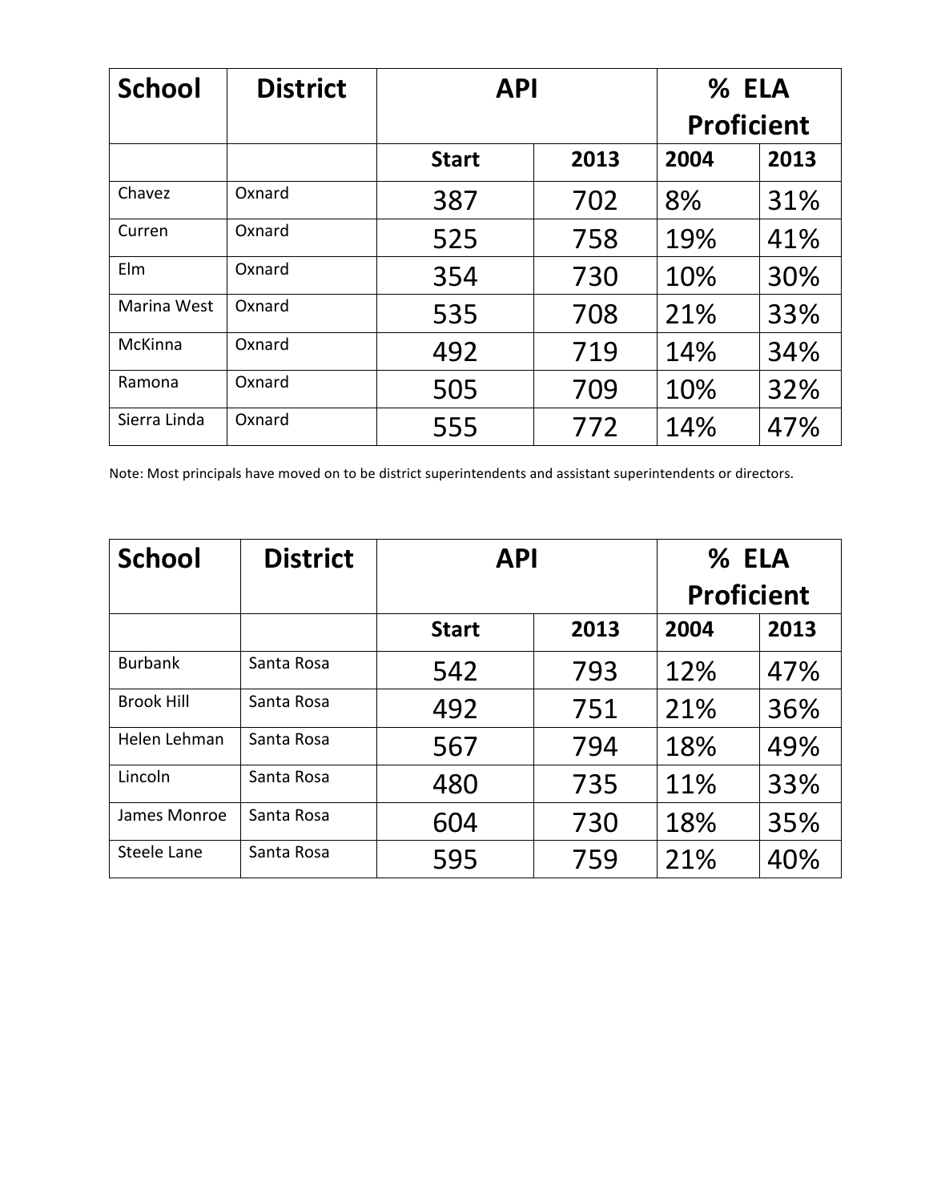| School | District | API | | % ELA Proficient | |
|---|---|---|---|---|---|
| | | Start | 2013 | 2004 | 2013 |
| Chavez | Oxnard | 387 | 702 | 8% | 31% |
| Curren | Oxnard | 525 | 758 | 19% | 41% |
| Elm | Oxnard | 354 | 730 | 10% | 30% |
| Marina West | Oxnard | 535 | 708 | 21% | 33% |
| McKinna | Oxnard | 492 | 719 | 14% | 34% |
| Ramona | Oxnard | 505 | 709 | 10% | 32% |
| Sierra Linda | Oxnard | 555 | 772 | 14% | 47% |

Note: Most principals have moved on to be district superintendents and assistant superintendents or directors.

| School | District | API | | % ELA Proficient | |
|---|---|---|---|---|---|
| | | Start | 2013 | 2004 | 2013 |
| Burbank | Santa Rosa | 542 | 793 | 12% | 47% |
| Brook Hill | Santa Rosa | 492 | 751 | 21% | 36% |
| Helen Lehman | Santa Rosa | 567 | 794 | 18% | 49% |
| Lincoln | Santa Rosa | 480 | 735 | 11% | 33% |
| James Monroe | Santa Rosa | 604 | 730 | 18% | 35% |
| Steele Lane | Santa Rosa | 595 | 759 | 21% | 40% |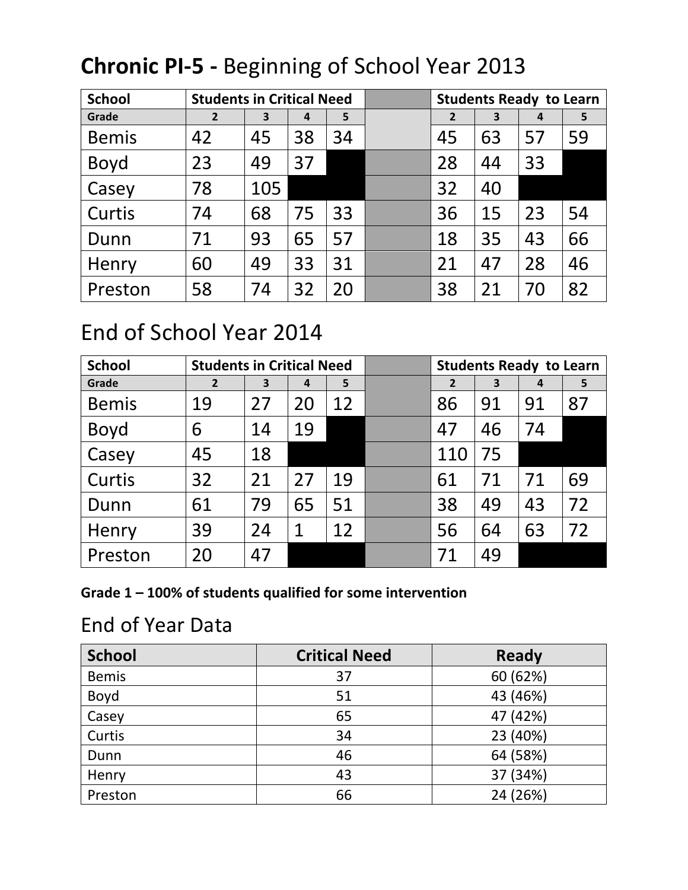# **Chronic PI-5 -** Beginning of School Year 2013

| School | Students in Critical Need | | | | | Students Ready to Learn | | | |
|---|---|---|---|---|---|---|---|---|---|
| Grade | 2 | 3 | 4 | 5 | | 2 | 3 | 4 | 5 |
| Bemis | 42 | 45 | 38 | 34 | | 45 | 63 | 57 | 59 |
| Boyd | 23 | 49 | 37 | | | 28 | 44 | 33 | |
| Casey | 78 | 105 | | | | 32 | 40 | | |
| Curtis | 74 | 68 | 75 | 33 | | 36 | 15 | 23 | 54 |
| Dunn | 71 | 93 | 65 | 57 | | 18 | 35 | 43 | 66 |
| Henry | 60 | 49 | 33 | 31 | | 21 | 47 | 28 | 46 |
| Preston | 58 | 74 | 32 | 20 | | 38 | 21 | 70 | 82 |

## End of School Year 2014

| School | Students in Critical Need | | | | | Students Ready to Learn | | | |
|---|---|---|---|---|---|---|---|---|---|
| Grade | 2 | 3 | 4 | 5 | | 2 | 3 | 4 | 5 |
| Bemis | 19 | 27 | 20 | 12 | | 86 | 91 | 91 | 87 |
| Boyd | 6 | 14 | 19 | | | 47 | 46 | 74 | |
| Casey | 45 | 18 | | | | 110 | 75 | | |
| Curtis | 32 | 21 | 27 | 19 | | 61 | 71 | 71 | 69 |
| Dunn | 61 | 79 | 65 | 51 | | 38 | 49 | 43 | 72 |
| Henry | 39 | 24 | 1 | 12 | | 56 | 64 | 63 | 72 |
| Preston | 20 | 47 | | | | 71 | 49 | | |

**Grade 1 – 100% of students qualified for some intervention**

## End of Year Data

| School | Critical Need | Ready |
|---|---|---|
| Bemis | 37 | 60 (62%) |
| Boyd | 51 | 43 (46%) |
| Casey | 65 | 47 (42%) |
| Curtis | 34 | 23 (40%) |
| Dunn | 46 | 64 (58%) |
| Henry | 43 | 37 (34%) |
| Preston | 66 | 24 (26%) |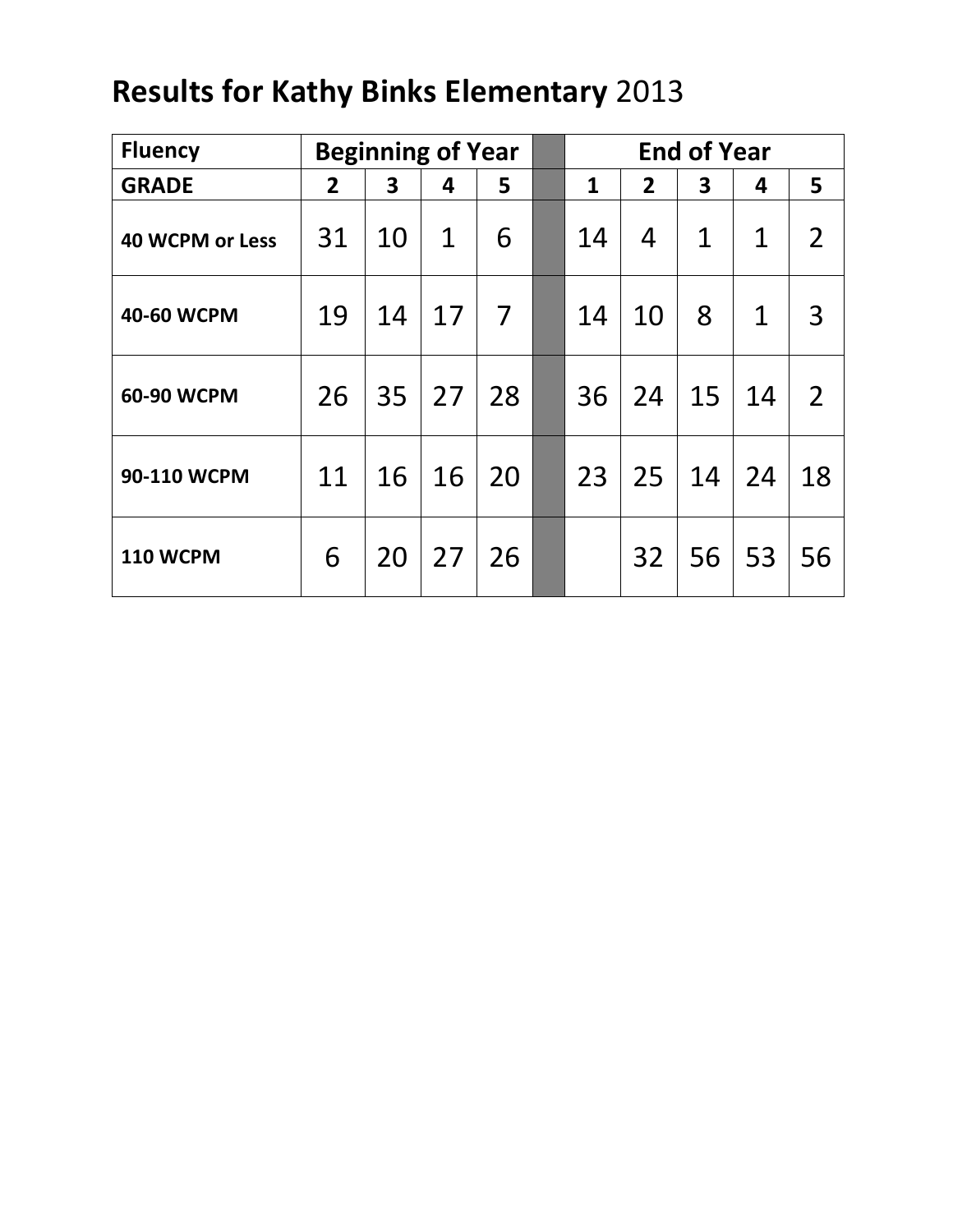# **Results for Kathy Binks Elementary** 2013

| Fluency | Beginning of Year | | | | | End of Year | | | | |
|---|---|---|---|---|---|---|---|---|---|---|
| **GRADE** | **2** | **3** | **4** | **5** | | **1** | **2** | **3** | **4** | **5** |
| **40 WCPM or Less** | 31 | 10 | 1 | 6 | | 14 | 4 | 1 | 1 | 2 |
| **40-60 WCPM** | 19 | 14 | 17 | 7 | | 14 | 10 | 8 | 1 | 3 |
| **60-90 WCPM** | 26 | 35 | 27 | 28 | | 36 | 24 | 15 | 14 | 2 |
| **90-110 WCPM** | 11 | 16 | 16 | 20 | | 23 | 25 | 14 | 24 | 18 |
| **110 WCPM** | 6 | 20 | 27 | 26 | | | 32 | 56 | 53 | 56 |